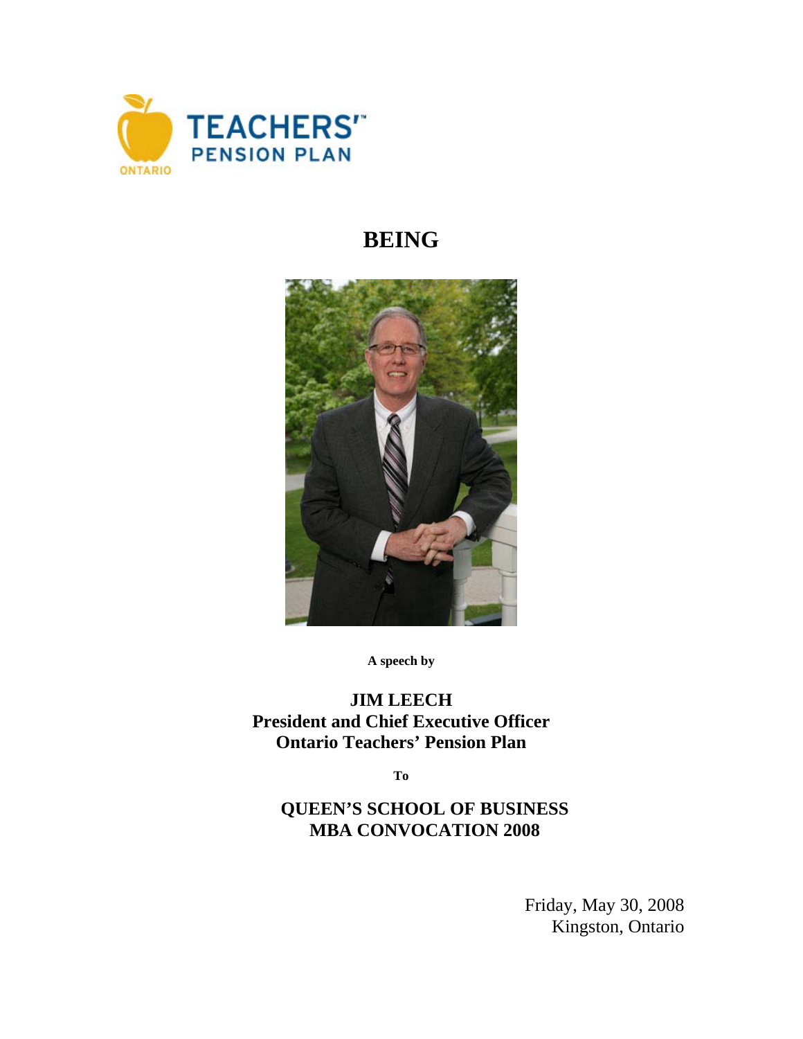TEACHERS' PENSION PLAN
ONTARIO

# BEING

**A speech by**

**JIM LEECH**
**President and Chief Executive Officer**
**Ontario Teachers' Pension Plan**

**To**

**QUEEN'S SCHOOL OF BUSINESS**
**MBA CONVOCATION 2008**

Friday, May 30, 2008
Kingston, Ontario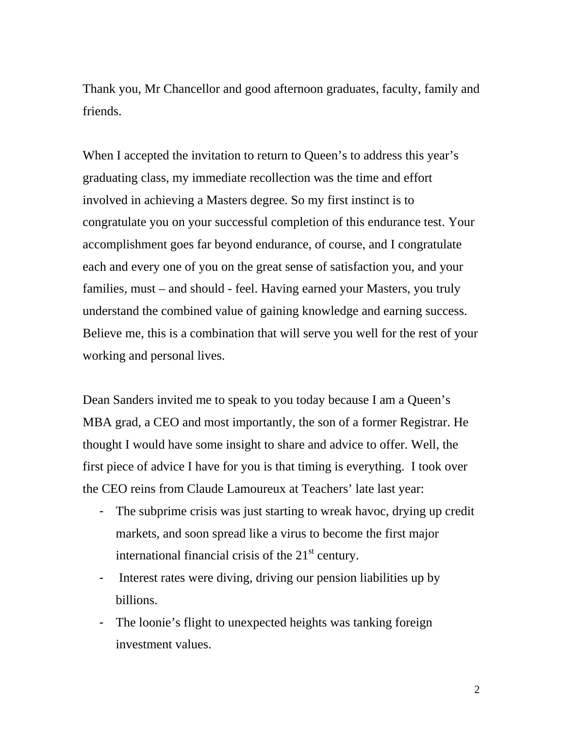Thank you, Mr Chancellor and good afternoon graduates, faculty, family and friends.

When I accepted the invitation to return to Queen's to address this year's graduating class, my immediate recollection was the time and effort involved in achieving a Masters degree. So my first instinct is to congratulate you on your successful completion of this endurance test. Your accomplishment goes far beyond endurance, of course, and I congratulate each and every one of you on the great sense of satisfaction you, and your families, must – and should - feel. Having earned your Masters, you truly understand the combined value of gaining knowledge and earning success. Believe me, this is a combination that will serve you well for the rest of your working and personal lives.

Dean Sanders invited me to speak to you today because I am a Queen's MBA grad, a CEO and most importantly, the son of a former Registrar. He thought I would have some insight to share and advice to offer. Well, the first piece of advice I have for you is that timing is everything. I took over the CEO reins from Claude Lamoureux at Teachers' late last year:

- The subprime crisis was just starting to wreak havoc, drying up credit markets, and soon spread like a virus to become the first major international financial crisis of the 21st century.
- Interest rates were diving, driving our pension liabilities up by billions.
- The loonie's flight to unexpected heights was tanking foreign investment values.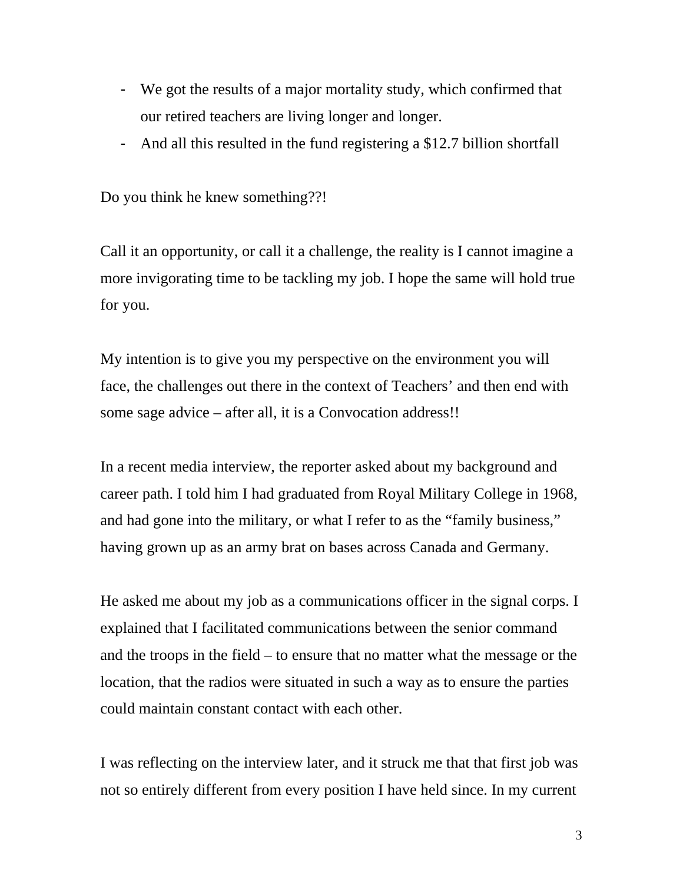- We got the results of a major mortality study, which confirmed that our retired teachers are living longer and longer.
- And all this resulted in the fund registering a $12.7 billion shortfall

Do you think he knew something??!

Call it an opportunity, or call it a challenge, the reality is I cannot imagine a more invigorating time to be tackling my job. I hope the same will hold true for you.

My intention is to give you my perspective on the environment you will face, the challenges out there in the context of Teachers' and then end with some sage advice – after all, it is a Convocation address!!

In a recent media interview, the reporter asked about my background and career path. I told him I had graduated from Royal Military College in 1968, and had gone into the military, or what I refer to as the "family business," having grown up as an army brat on bases across Canada and Germany.

He asked me about my job as a communications officer in the signal corps. I explained that I facilitated communications between the senior command and the troops in the field – to ensure that no matter what the message or the location, that the radios were situated in such a way as to ensure the parties could maintain constant contact with each other.

I was reflecting on the interview later, and it struck me that that first job was not so entirely different from every position I have held since. In my current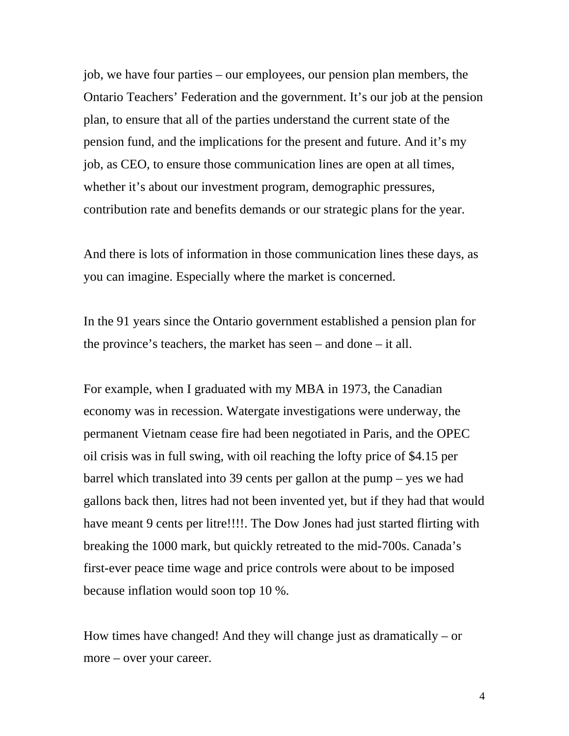job, we have four parties – our employees, our pension plan members, the Ontario Teachers' Federation and the government. It's our job at the pension plan, to ensure that all of the parties understand the current state of the pension fund, and the implications for the present and future. And it's my job, as CEO, to ensure those communication lines are open at all times, whether it's about our investment program, demographic pressures, contribution rate and benefits demands or our strategic plans for the year.

And there is lots of information in those communication lines these days, as you can imagine. Especially where the market is concerned.

In the 91 years since the Ontario government established a pension plan for the province's teachers, the market has seen – and done – it all.

For example, when I graduated with my MBA in 1973, the Canadian economy was in recession. Watergate investigations were underway, the permanent Vietnam cease fire had been negotiated in Paris, and the OPEC oil crisis was in full swing, with oil reaching the lofty price of $4.15 per barrel which translated into 39 cents per gallon at the pump – yes we had gallons back then, litres had not been invented yet, but if they had that would have meant 9 cents per litre!!!!. The Dow Jones had just started flirting with breaking the 1000 mark, but quickly retreated to the mid-700s. Canada's first-ever peace time wage and price controls were about to be imposed because inflation would soon top 10 %.

How times have changed! And they will change just as dramatically – or more – over your career.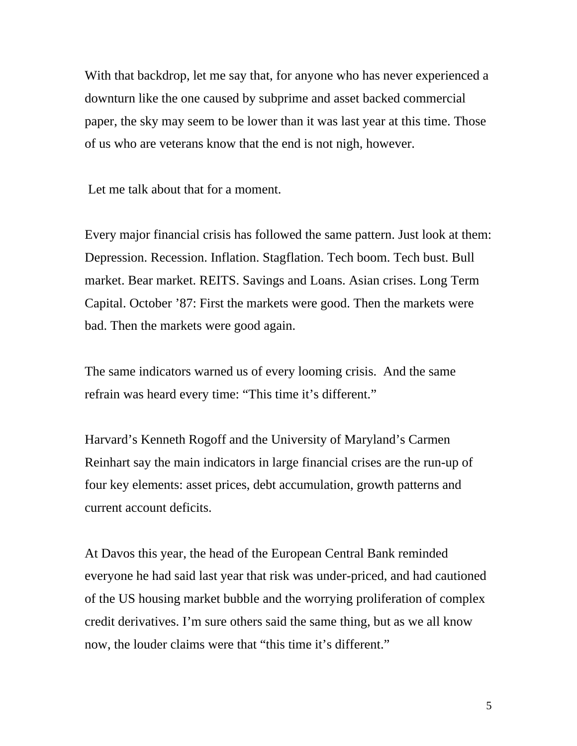With that backdrop, let me say that, for anyone who has never experienced a downturn like the one caused by subprime and asset backed commercial paper, the sky may seem to be lower than it was last year at this time. Those of us who are veterans know that the end is not nigh, however.

Let me talk about that for a moment.

Every major financial crisis has followed the same pattern. Just look at them: Depression. Recession. Inflation. Stagflation. Tech boom. Tech bust. Bull market. Bear market. REITS. Savings and Loans. Asian crises. Long Term Capital. October '87: First the markets were good. Then the markets were bad. Then the markets were good again.

The same indicators warned us of every looming crisis. And the same refrain was heard every time: "This time it's different."

Harvard's Kenneth Rogoff and the University of Maryland's Carmen Reinhart say the main indicators in large financial crises are the run-up of four key elements: asset prices, debt accumulation, growth patterns and current account deficits.

At Davos this year, the head of the European Central Bank reminded everyone he had said last year that risk was under-priced, and had cautioned of the US housing market bubble and the worrying proliferation of complex credit derivatives. I'm sure others said the same thing, but as we all know now, the louder claims were that "this time it's different."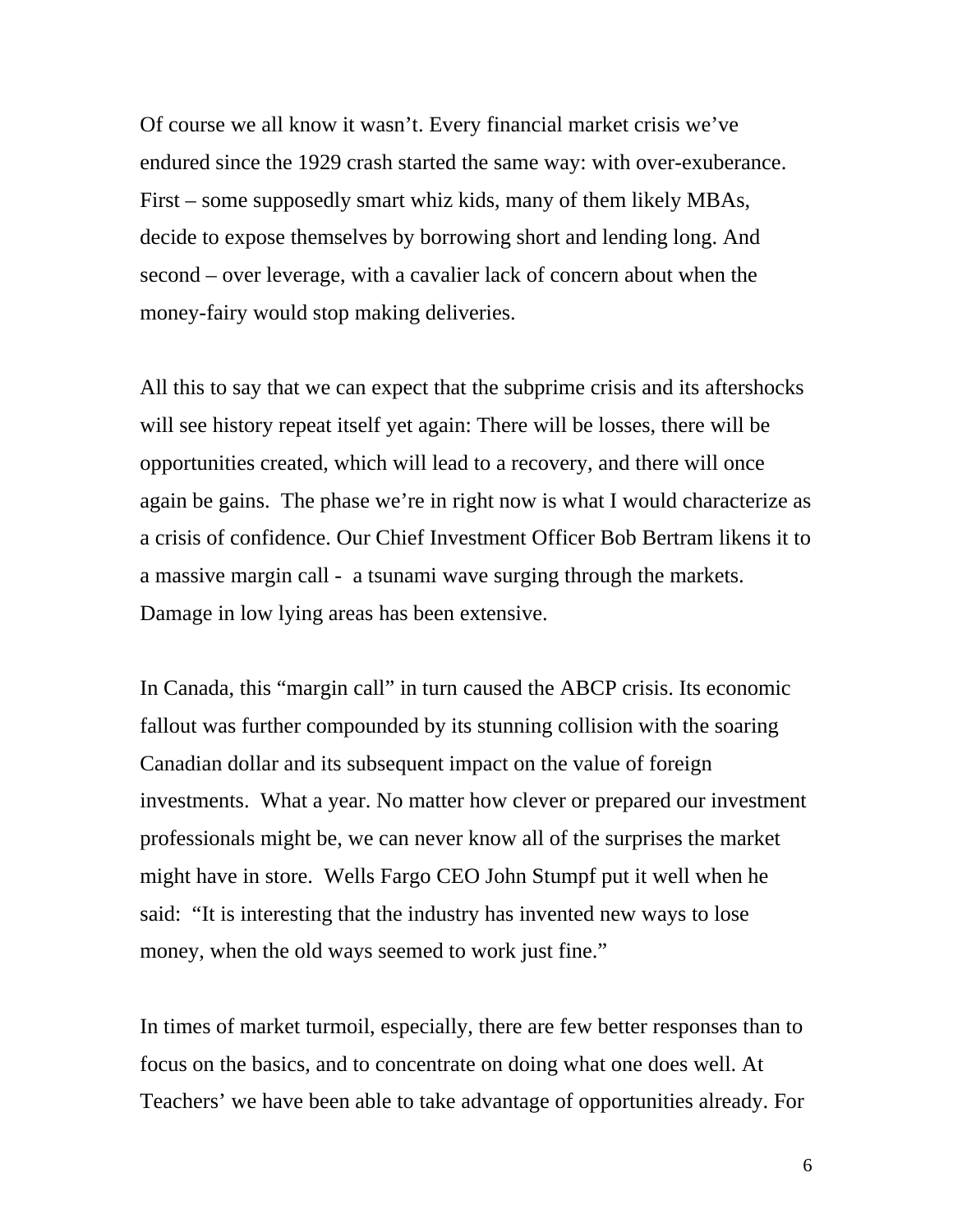Of course we all know it wasn't. Every financial market crisis we've endured since the 1929 crash started the same way: with over-exuberance. First – some supposedly smart whiz kids, many of them likely MBAs, decide to expose themselves by borrowing short and lending long. And second – over leverage, with a cavalier lack of concern about when the money-fairy would stop making deliveries.

All this to say that we can expect that the subprime crisis and its aftershocks will see history repeat itself yet again: There will be losses, there will be opportunities created, which will lead to a recovery, and there will once again be gains. The phase we're in right now is what I would characterize as a crisis of confidence. Our Chief Investment Officer Bob Bertram likens it to a massive margin call - a tsunami wave surging through the markets. Damage in low lying areas has been extensive.

In Canada, this "margin call" in turn caused the ABCP crisis. Its economic fallout was further compounded by its stunning collision with the soaring Canadian dollar and its subsequent impact on the value of foreign investments. What a year. No matter how clever or prepared our investment professionals might be, we can never know all of the surprises the market might have in store. Wells Fargo CEO John Stumpf put it well when he said: "It is interesting that the industry has invented new ways to lose money, when the old ways seemed to work just fine."

In times of market turmoil, especially, there are few better responses than to focus on the basics, and to concentrate on doing what one does well. At Teachers' we have been able to take advantage of opportunities already. For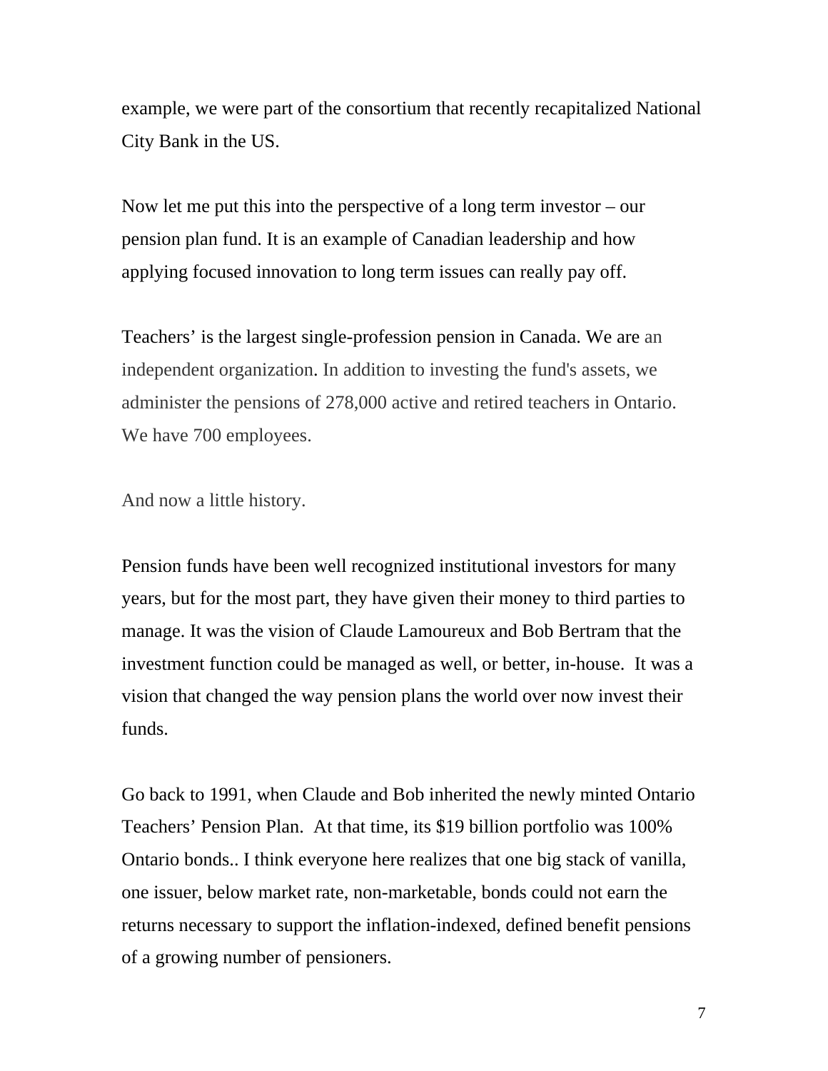example, we were part of the consortium that recently recapitalized National City Bank in the US.

Now let me put this into the perspective of a long term investor – our pension plan fund. It is an example of Canadian leadership and how applying focused innovation to long term issues can really pay off.

Teachers' is the largest single-profession pension in Canada. We are an independent organization. In addition to investing the fund's assets, we administer the pensions of 278,000 active and retired teachers in Ontario. We have 700 employees.

And now a little history.

Pension funds have been well recognized institutional investors for many years, but for the most part, they have given their money to third parties to manage. It was the vision of Claude Lamoureux and Bob Bertram that the investment function could be managed as well, or better, in-house. It was a vision that changed the way pension plans the world over now invest their funds.

Go back to 1991, when Claude and Bob inherited the newly minted Ontario Teachers' Pension Plan. At that time, its $19 billion portfolio was 100% Ontario bonds.. I think everyone here realizes that one big stack of vanilla, one issuer, below market rate, non-marketable, bonds could not earn the returns necessary to support the inflation-indexed, defined benefit pensions of a growing number of pensioners.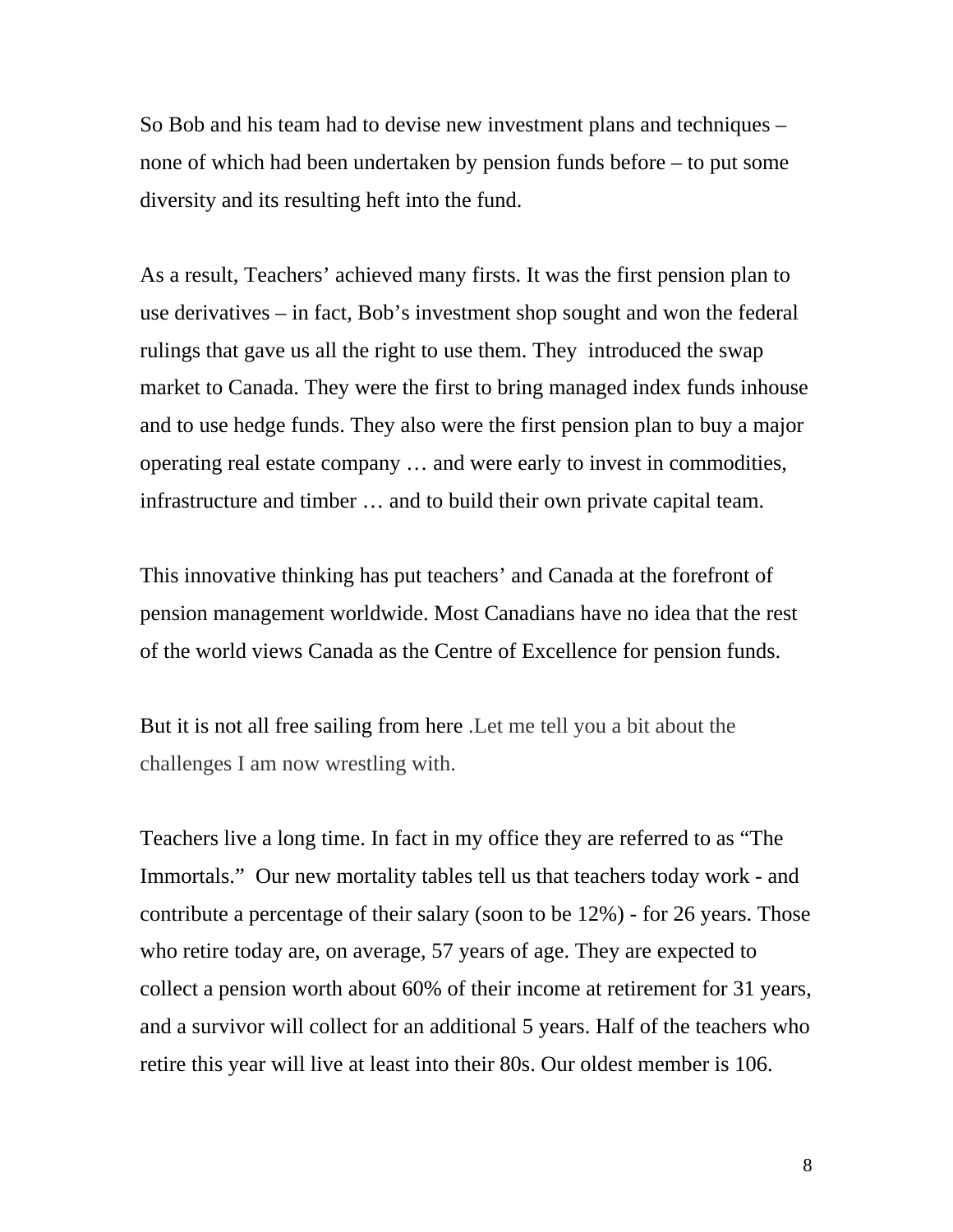So Bob and his team had to devise new investment plans and techniques – none of which had been undertaken by pension funds before – to put some diversity and its resulting heft into the fund.

As a result, Teachers' achieved many firsts. It was the first pension plan to use derivatives – in fact, Bob's investment shop sought and won the federal rulings that gave us all the right to use them. They introduced the swap market to Canada. They were the first to bring managed index funds inhouse and to use hedge funds. They also were the first pension plan to buy a major operating real estate company … and were early to invest in commodities, infrastructure and timber … and to build their own private capital team.

This innovative thinking has put teachers' and Canada at the forefront of pension management worldwide. Most Canadians have no idea that the rest of the world views Canada as the Centre of Excellence for pension funds.

But it is not all free sailing from here .Let me tell you a bit about the challenges I am now wrestling with.

Teachers live a long time. In fact in my office they are referred to as "The Immortals." Our new mortality tables tell us that teachers today work - and contribute a percentage of their salary (soon to be 12%) - for 26 years. Those who retire today are, on average, 57 years of age. They are expected to collect a pension worth about 60% of their income at retirement for 31 years, and a survivor will collect for an additional 5 years. Half of the teachers who retire this year will live at least into their 80s. Our oldest member is 106.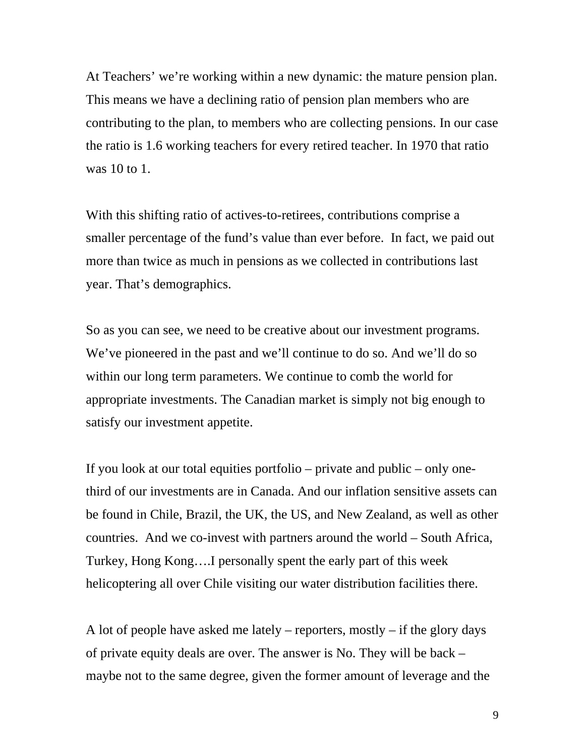At Teachers' we're working within a new dynamic: the mature pension plan. This means we have a declining ratio of pension plan members who are contributing to the plan, to members who are collecting pensions. In our case the ratio is 1.6 working teachers for every retired teacher. In 1970 that ratio was 10 to 1.

With this shifting ratio of actives-to-retirees, contributions comprise a smaller percentage of the fund's value than ever before. In fact, we paid out more than twice as much in pensions as we collected in contributions last year. That's demographics.

So as you can see, we need to be creative about our investment programs. We've pioneered in the past and we'll continue to do so. And we'll do so within our long term parameters. We continue to comb the world for appropriate investments. The Canadian market is simply not big enough to satisfy our investment appetite.

If you look at our total equities portfolio – private and public – only one-third of our investments are in Canada. And our inflation sensitive assets can be found in Chile, Brazil, the UK, the US, and New Zealand, as well as other countries. And we co-invest with partners around the world – South Africa, Turkey, Hong Kong….I personally spent the early part of this week helicoptering all over Chile visiting our water distribution facilities there.

A lot of people have asked me lately – reporters, mostly – if the glory days of private equity deals are over. The answer is No. They will be back – maybe not to the same degree, given the former amount of leverage and the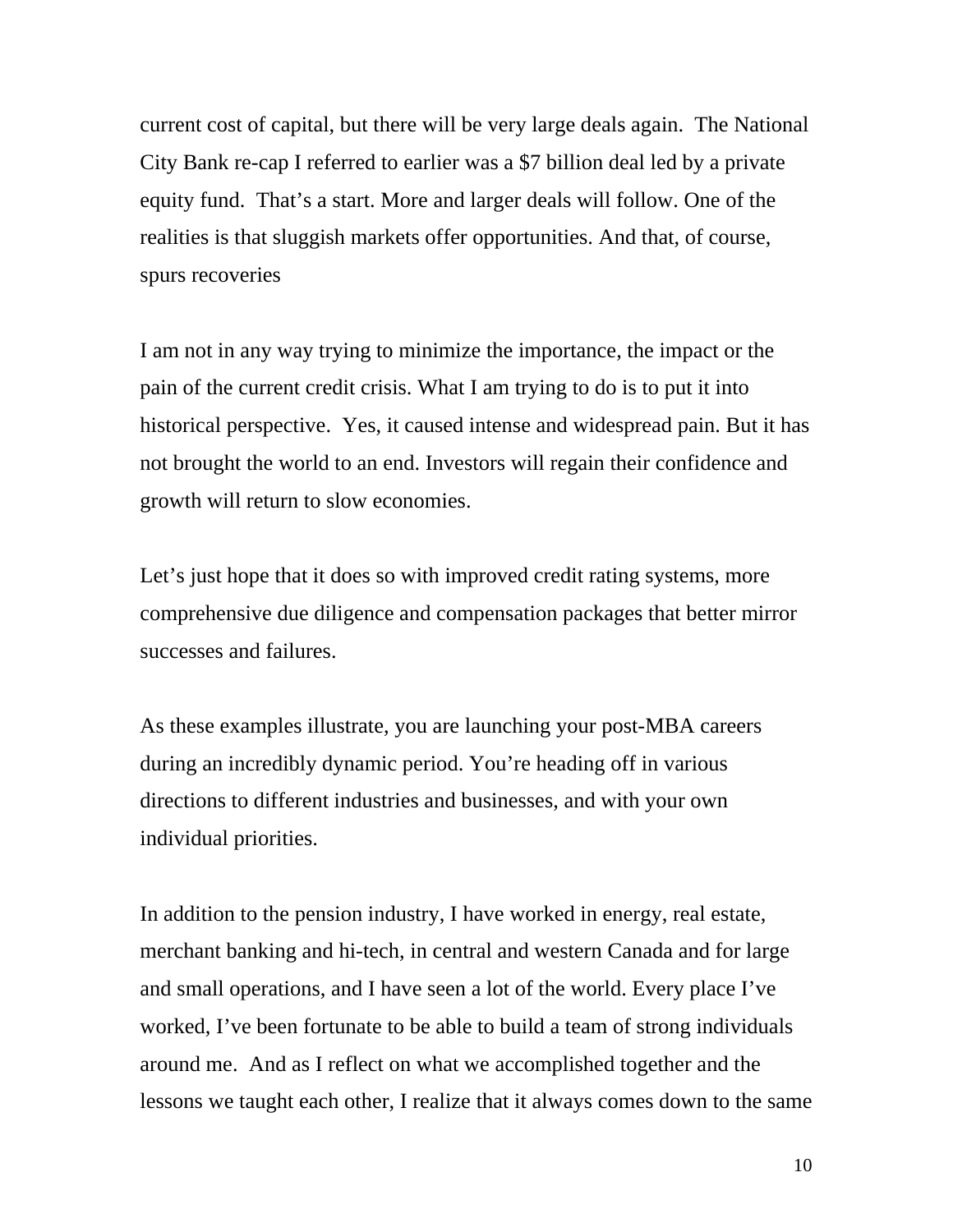current cost of capital, but there will be very large deals again. The National City Bank re-cap I referred to earlier was a $7 billion deal led by a private equity fund. That's a start. More and larger deals will follow. One of the realities is that sluggish markets offer opportunities. And that, of course, spurs recoveries

I am not in any way trying to minimize the importance, the impact or the pain of the current credit crisis. What I am trying to do is to put it into historical perspective. Yes, it caused intense and widespread pain. But it has not brought the world to an end. Investors will regain their confidence and growth will return to slow economies.

Let's just hope that it does so with improved credit rating systems, more comprehensive due diligence and compensation packages that better mirror successes and failures.

As these examples illustrate, you are launching your post-MBA careers during an incredibly dynamic period. You're heading off in various directions to different industries and businesses, and with your own individual priorities.

In addition to the pension industry, I have worked in energy, real estate, merchant banking and hi-tech, in central and western Canada and for large and small operations, and I have seen a lot of the world. Every place I've worked, I've been fortunate to be able to build a team of strong individuals around me. And as I reflect on what we accomplished together and the lessons we taught each other, I realize that it always comes down to the same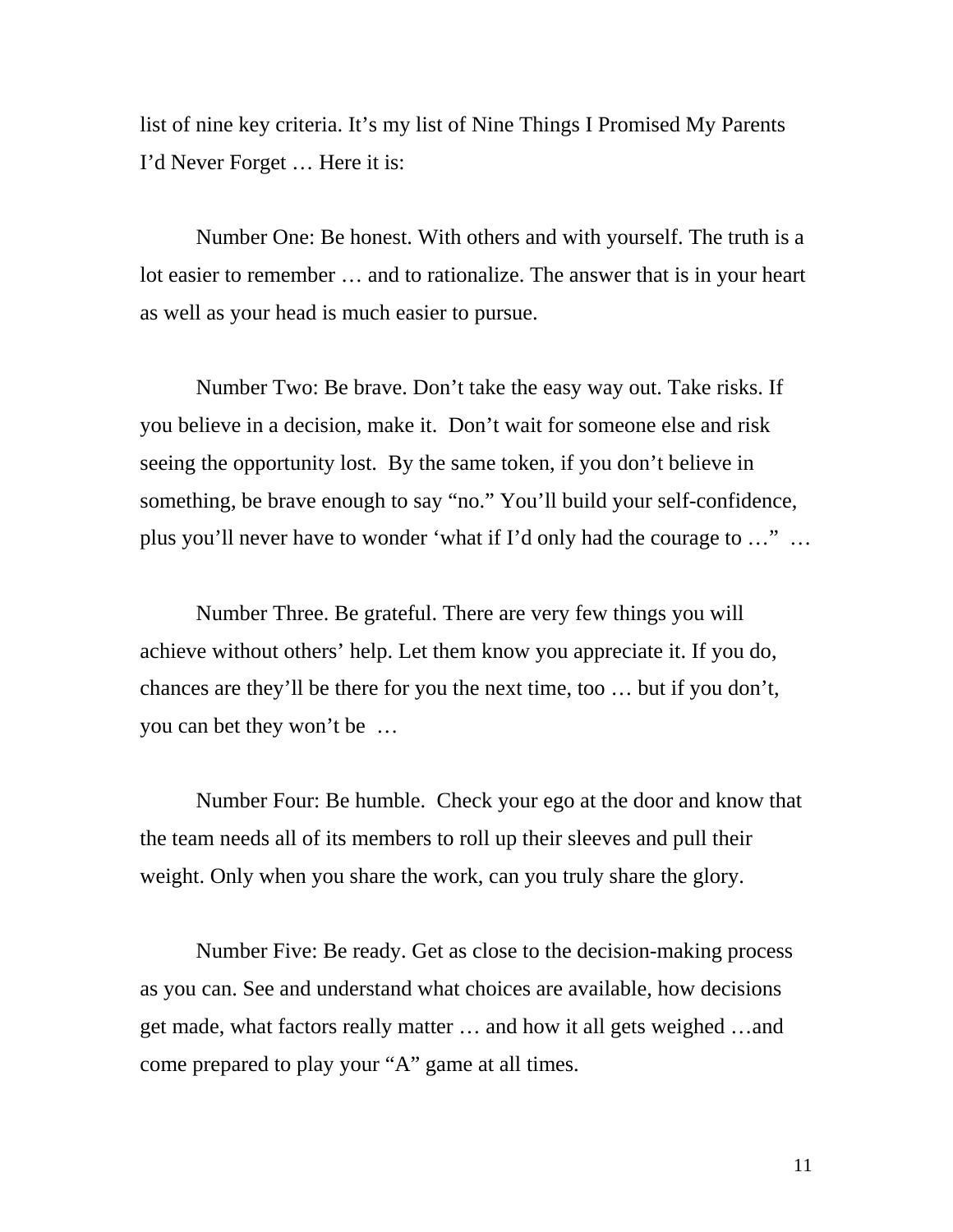list of nine key criteria. It’s my list of Nine Things I Promised My Parents I’d Never Forget … Here it is:

Number One: Be honest. With others and with yourself. The truth is a lot easier to remember … and to rationalize. The answer that is in your heart as well as your head is much easier to pursue.

Number Two: Be brave. Don’t take the easy way out. Take risks. If you believe in a decision, make it.  Don’t wait for someone else and risk seeing the opportunity lost.  By the same token, if you don’t believe in something, be brave enough to say “no.” You’ll build your self-confidence, plus you’ll never have to wonder ‘what if I’d only had the courage to …”  …

Number Three. Be grateful. There are very few things you will achieve without others’ help. Let them know you appreciate it. If you do, chances are they’ll be there for you the next time, too … but if you don’t, you can bet they won’t be  …

Number Four: Be humble.  Check your ego at the door and know that the team needs all of its members to roll up their sleeves and pull their weight. Only when you share the work, can you truly share the glory.

Number Five: Be ready. Get as close to the decision-making process as you can. See and understand what choices are available, how decisions get made, what factors really matter … and how it all gets weighed …and come prepared to play your “A” game at all times.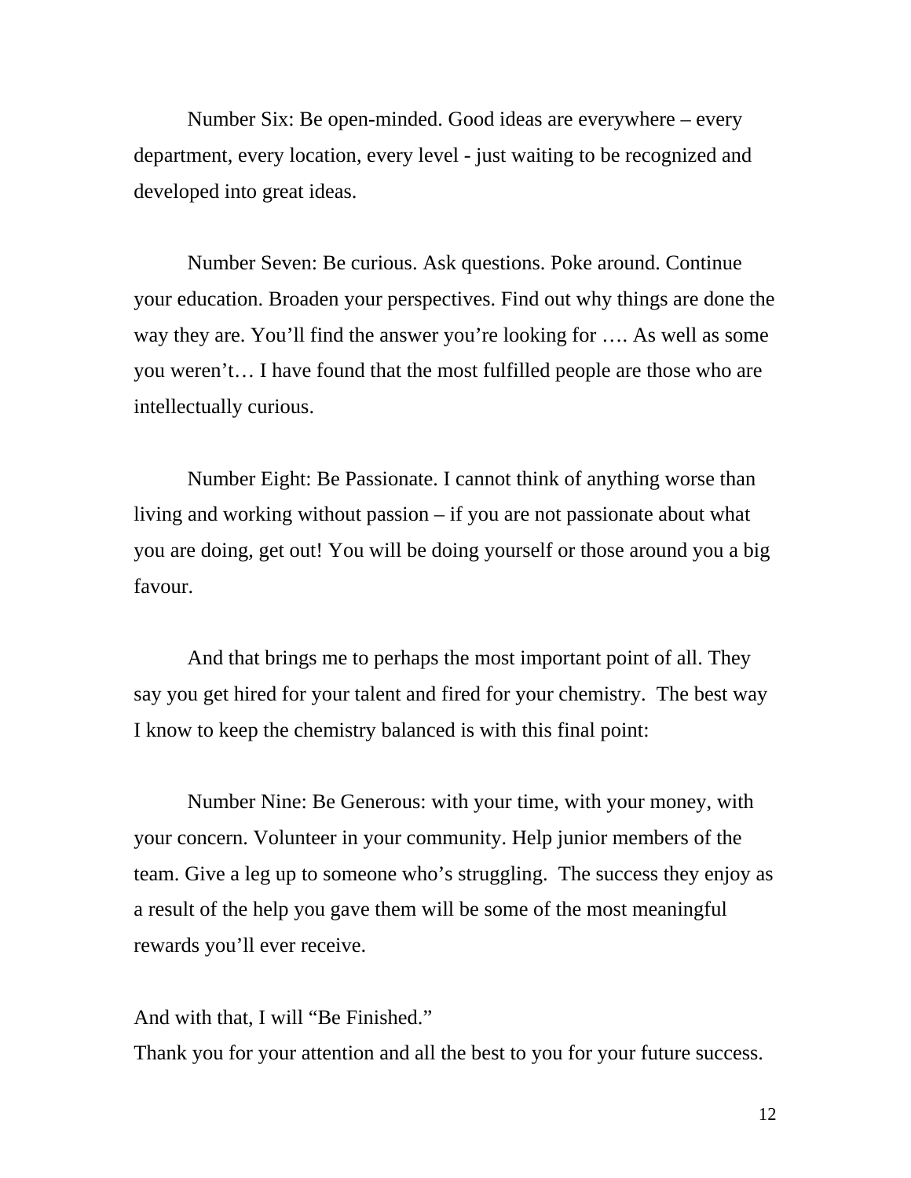Number Six: Be open-minded. Good ideas are everywhere – every department, every location, every level - just waiting to be recognized and developed into great ideas.

Number Seven: Be curious. Ask questions. Poke around. Continue your education. Broaden your perspectives. Find out why things are done the way they are. You'll find the answer you're looking for …. As well as some you weren't… I have found that the most fulfilled people are those who are intellectually curious.

Number Eight: Be Passionate. I cannot think of anything worse than living and working without passion – if you are not passionate about what you are doing, get out! You will be doing yourself or those around you a big favour.

And that brings me to perhaps the most important point of all. They say you get hired for your talent and fired for your chemistry. The best way I know to keep the chemistry balanced is with this final point:

Number Nine: Be Generous: with your time, with your money, with your concern. Volunteer in your community. Help junior members of the team. Give a leg up to someone who's struggling. The success they enjoy as a result of the help you gave them will be some of the most meaningful rewards you'll ever receive.

And with that, I will "Be Finished."
Thank you for your attention and all the best to you for your future success.